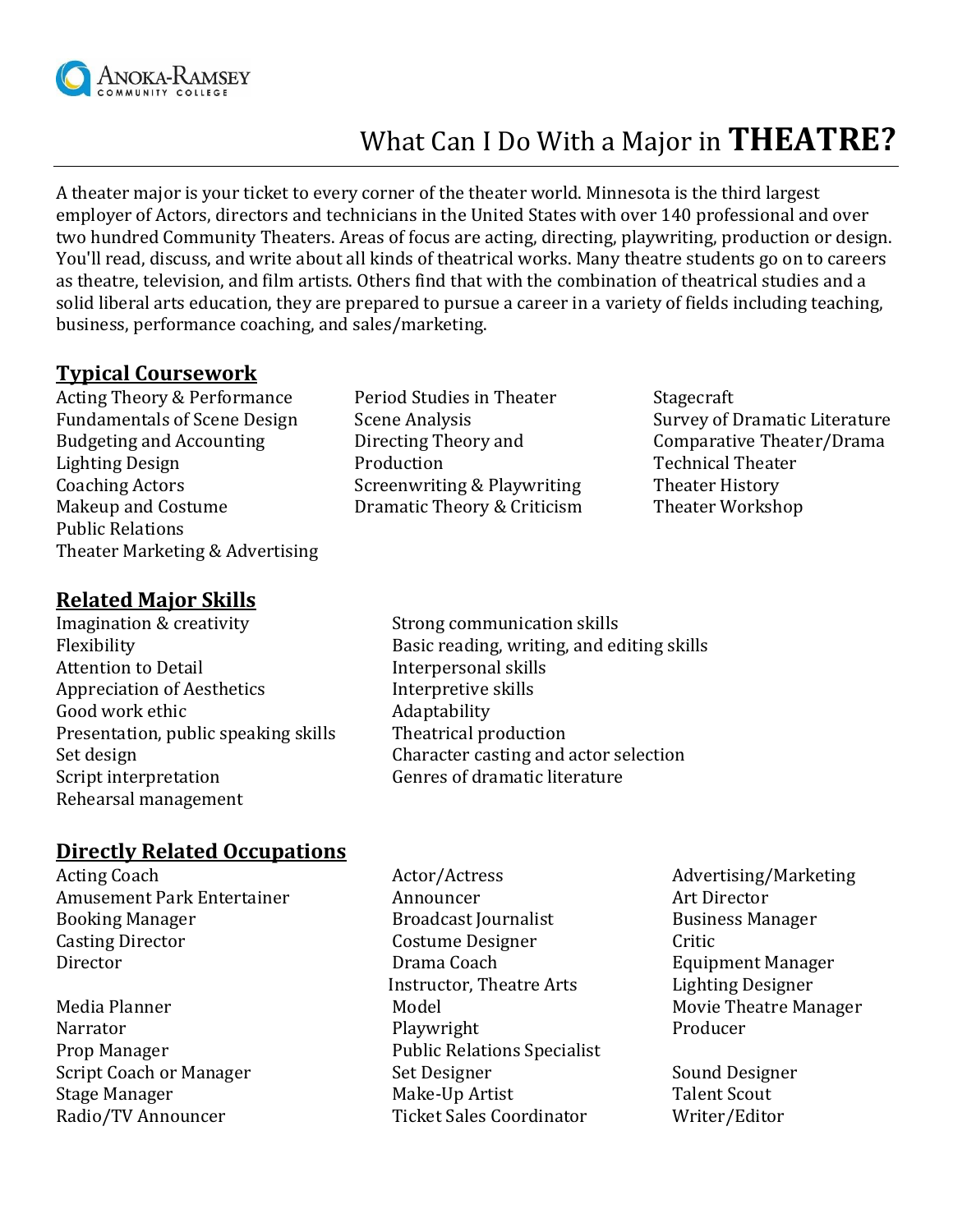Anoka-Ramsey Community College

# What Can I Do With a Major in **THEATRE?**

A theater major is your ticket to every corner of the theater world. Minnesota is the third largest employer of Actors, directors and technicians in the United States with over 140 professional and over two hundred Community Theaters. Areas of focus are acting, directing, playwriting, production or design. You'll read, discuss, and write about all kinds of theatrical works. Many theatre students go on to careers as theatre, television, and film artists. Others find that with the combination of theatrical studies and a solid liberal arts education, they are prepared to pursue a career in a variety of fields including teaching, business, performance coaching, and sales/marketing.

## Typical Coursework

- Acting Theory & Performance
- Fundamentals of Scene Design
- Budgeting and Accounting
- Lighting Design
- Coaching Actors
- Makeup and Costume
- Public Relations
- Theater Marketing & Advertising
- Period Studies in Theater
- Scene Analysis
- Directing Theory and Production
- Screenwriting & Playwriting
- Dramatic Theory & Criticism
- Stagecraft
- Survey of Dramatic Literature
- Comparative Theater/Drama
- Technical Theater
- Theater History
- Theater Workshop

## Related Major Skills

- Imagination & creativity
- Flexibility
- Attention to Detail
- Appreciation of Aesthetics
- Good work ethic
- Presentation, public speaking skills
- Set design
- Script interpretation
- Rehearsal management
- Strong communication skills
- Basic reading, writing, and editing skills
- Interpersonal skills
- Interpretive skills
- Adaptability
- Theatrical production
- Character casting and actor selection
- Genres of dramatic literature

## Directly Related Occupations

- Acting Coach
- Amusement Park Entertainer
- Booking Manager
- Casting Director
- Director
- Media Planner
- Narrator
- Prop Manager
- Script Coach or Manager
- Stage Manager
- Radio/TV Announcer
- Actor/Actress
- Announcer
- Broadcast Journalist
- Costume Designer
- Drama Coach
- Instructor, Theatre Arts
- Model
- Playwright
- Public Relations Specialist
- Set Designer
- Make-Up Artist
- Ticket Sales Coordinator
- Advertising/Marketing
- Art Director
- Business Manager
- Critic
- Equipment Manager
- Lighting Designer
- Movie Theatre Manager
- Producer
- Sound Designer
- Talent Scout
- Writer/Editor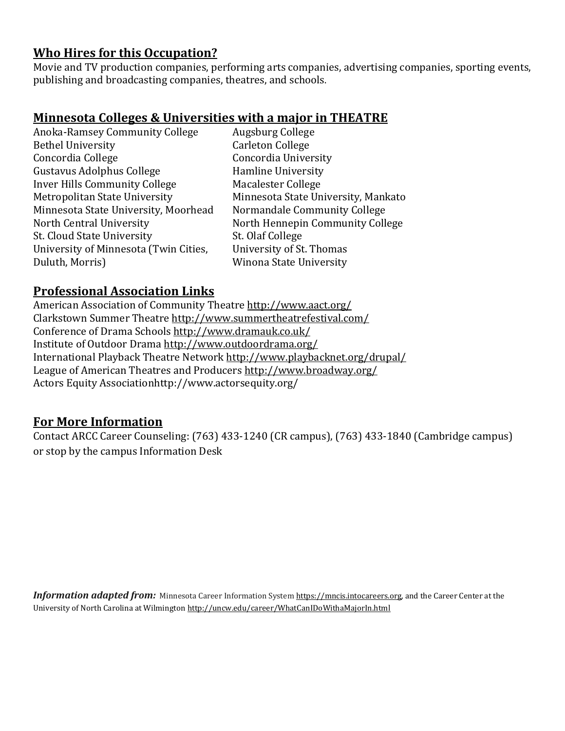## Who Hires for this Occupation?

Movie and TV production companies, performing arts companies, advertising companies, sporting events, publishing and broadcasting companies, theatres, and schools.

## Minnesota Colleges & Universities with a major in THEATRE

- Anoka-Ramsey Community College
- Bethel University
- Concordia College
- Gustavus Adolphus College
- Inver Hills Community College
- Metropolitan State University
- Minnesota State University, Moorhead
- North Central University
- St. Cloud State University
- University of Minnesota (Twin Cities, Duluth, Morris)
- Augsburg College
- Carleton College
- Concordia University
- Hamline University
- Macalester College
- Minnesota State University, Mankato
- Normandale Community College
- North Hennepin Community College
- St. Olaf College
- University of St. Thomas
- Winona State University

## Professional Association Links

American Association of Community Theatre http://www.aact.org/
Clarkstown Summer Theatre http://www.summertheatrefestival.com/
Conference of Drama Schools http://www.dramauk.co.uk/
Institute of Outdoor Drama http://www.outdoordrama.org/
International Playback Theatre Network http://www.playbacknet.org/drupal/
League of American Theatres and Producers http://www.broadway.org/
Actors Equity Associationhttp://www.actorsequity.org/

## For More Information

Contact ARCC Career Counseling: (763) 433-1240 (CR campus), (763) 433-1840 (Cambridge campus) or stop by the campus Information Desk

***Information adapted from:*** Minnesota Career Information System https://mncis.intocareers.org, and the Career Center at the University of North Carolina at Wilmington http://uncw.edu/career/WhatCanIDoWithaMajorIn.html